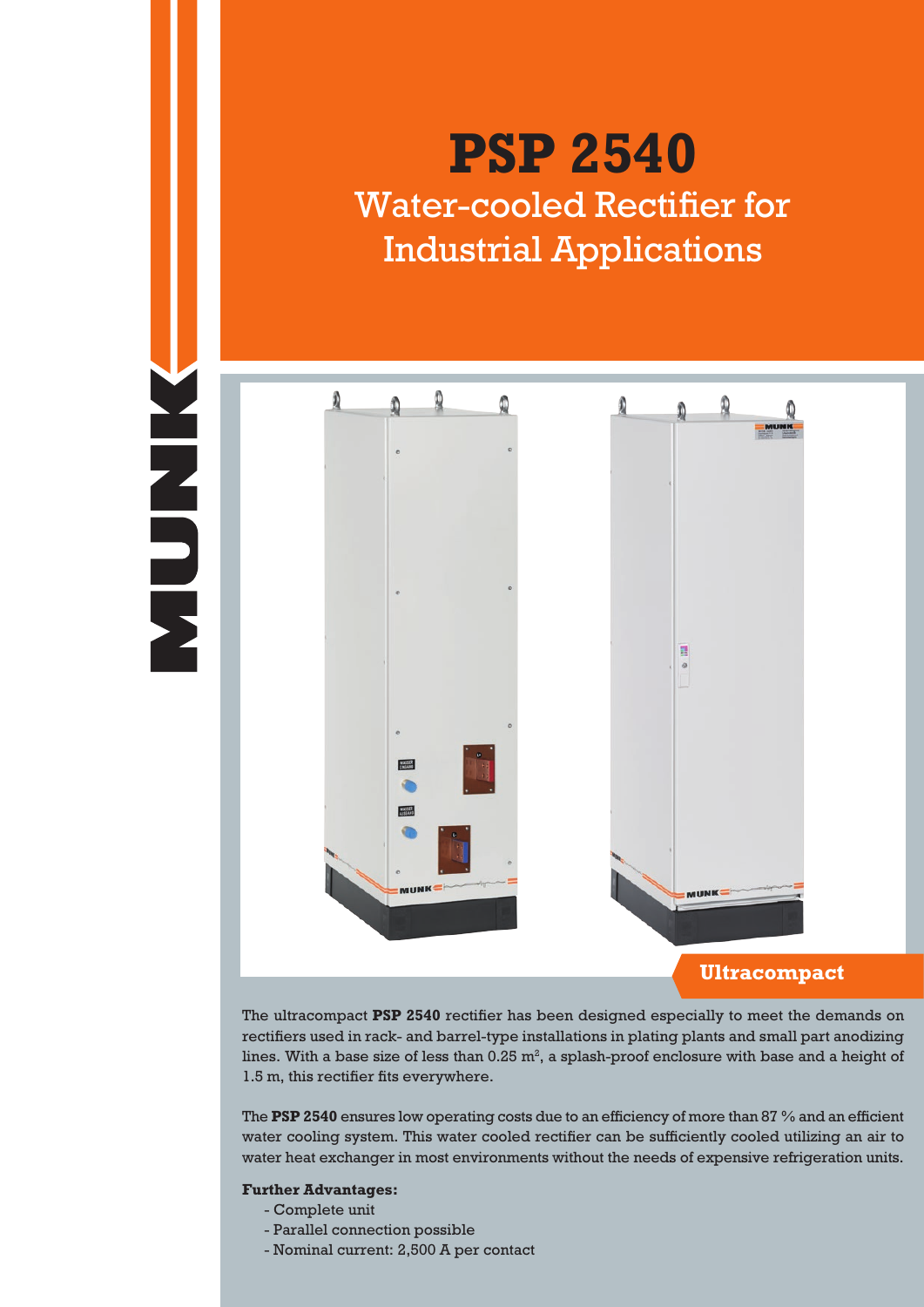# PSP 2540

## Water-cooled Rectifier for Industrial Applications

**Ultracompact**

The ultracompact **PSP 2540** rectifier has been designed especially to meet the demands on rectifiers used in rack- and barrel-type installations in plating plants and small part anodizing lines. With a base size of less than 0.25 m$^2$, a splash-proof enclosure with base and a height of 1.5 m, this rectifier fits everywhere.

The **PSP 2540** ensures low operating costs due to an efficiency of more than 87 % and an efficient water cooling system. This water cooled rectifier can be sufficiently cooled utilizing an air to water heat exchanger in most environments without the needs of expensive refrigeration units.

**Further Advantages:**

- Complete unit
- Parallel connection possible
- Nominal current: 2,500 A per contact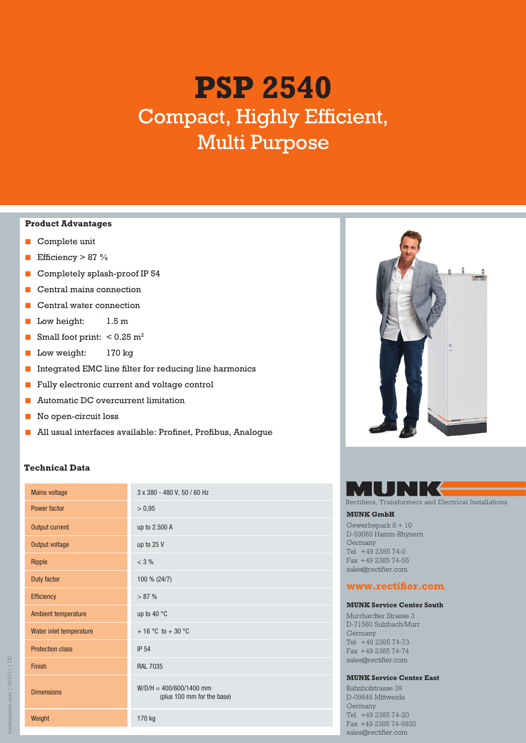# PSP 2540

## Compact, Highly Efficient, Multi Purpose

### Product Advantages

- Complete unit
- Efficiency > 87 %
- Completely splash-proof IP 54
- Central mains connection
- Central water connection
- Low height: 1.5 m
- Small foot print: < 0.25 $m^2$
- Low weight: 170 kg
- Integrated EMC line filter for reducing line harmonics
- Fully electronic current and voltage control
- Automatic DC overcurrent limitation
- No open-circuit loss
- All usual interfaces available: Profinet, Profibus, Analogue

### Technical Data

| | |
|---|---|
| Mains voltage | 3 x 380 - 480 V, 50 / 60 Hz |
| Power factor | > 0,95 |
| Output current | up to 2.500 A |
| Output voltage | up to 25 V |
| Ripple | < 3 % |
| Duty factor | 100 % (24/7) |
| Efficiency | > 87 % |
| Ambient temperature | up to 40 °C |
| Water inlet temperature | + 16 °C to + 30 °C |
| Protection class | IP 54 |
| Finish | RAL 7035 |
| Dimensions | W/D/H = 400/600/1400 mm (plus 100 mm for the base) |
| Weight | 170 kg |

MUNK

Rectifiers, Transformers and Electrical Installations

**MUNK GmbH**
Gewerbepark 8 + 10
D-59069 Hamm-Rhynern
Germany
Tel +49 2385 74-0
Fax +49 2385 74-55
sales@rectifier.com

**www.rectifier.com**

**MUNK Service Center South**
Murrhardter Strasse 3
D-71560 Sulzbach/Murr
Germany
Tel +49 2385 74-73
Fax +49 2385 74-74
sales@rectifier.com

**MUNK Service Center East**
Bahnhofstrasse 39
D-09648 Mittweida
Germany
Tel +49 2385 74-20
Fax +49 2385 74-9920
sales@rectifier.com

tonsteraliers.com | 09/2017 | DD